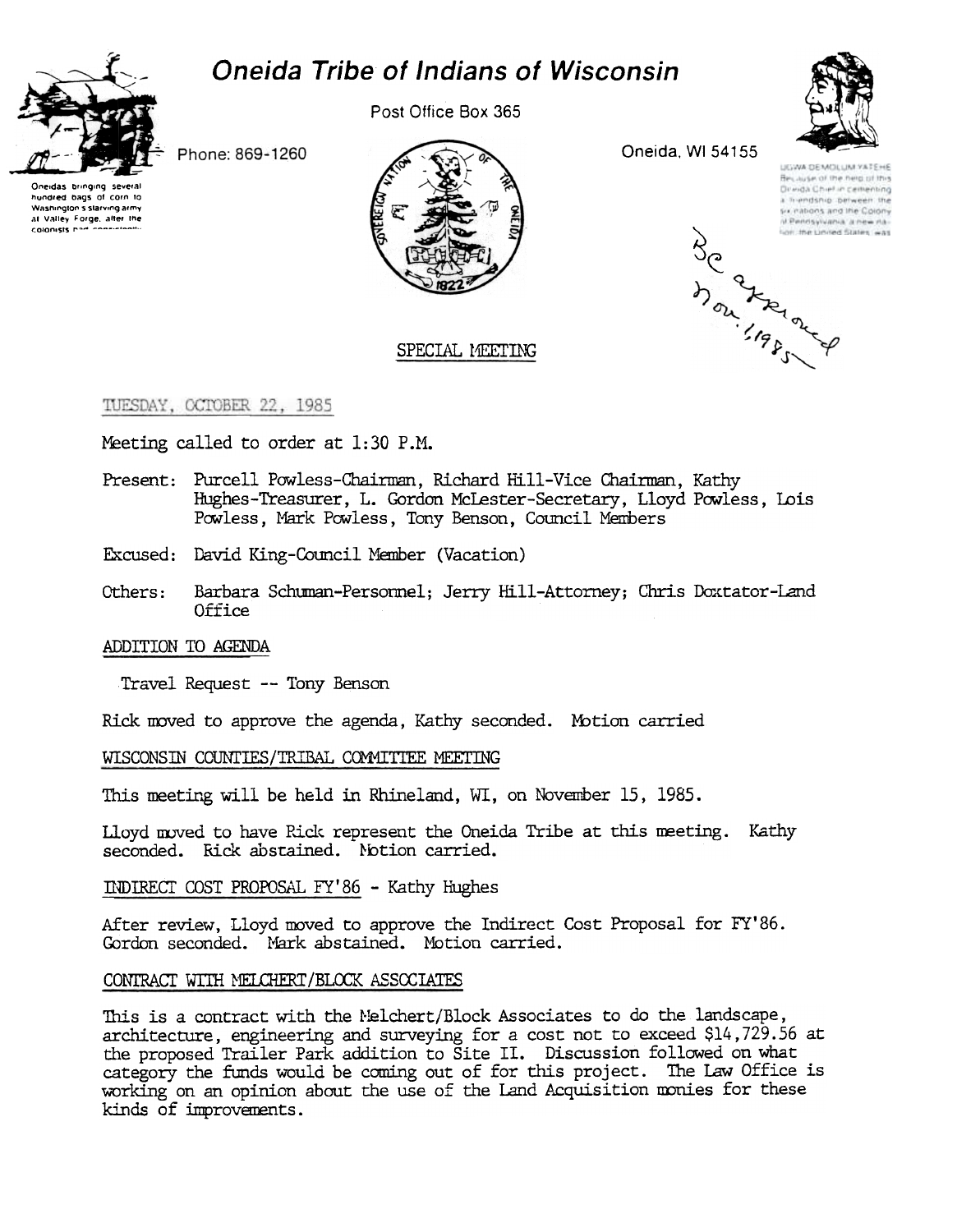# Oneida Tribe of Indians of Wisconsin

Post Office Box 365

Phone: 869-1260

Oneida, WI 54155

Oneidas bringing several hundred bags of corn to Washington's starving army at Valley Forge, after the colonists had consistently

UGWA DEMOLUM YATEHE Because of the help of this Oneida Chief in cementing a friendship between the six nations and the Colony of Pennsylvania, a new nation, the United States was

Be approved Nov. 1, 1985

## SPECIAL MEETING

TUESDAY, OCTOBER 22, 1985

Meeting called to order at 1:30 P.M.

Present: Purcell Powless-Chairman, Richard Hill-Vice Chairman, Kathy Hughes-Treasurer, L. Gordon McLester-Secretary, Lloyd Powless, Lois Powless, Mark Powless, Tony Benson, Council Members

Excused: David King-Council Member (Vacation)

Others: Barbara Schuman-Personnel; Jerry Hill-Attorney; Chris Doxtator-Land Office

### ADDITION TO AGENDA

Travel Request -- Tony Benson

Rick moved to approve the agenda, Kathy seconded. Motion carried

### WISCONSIN COUNTIES/TRIBAL COMMITTEE MEETING

This meeting will be held in Rhineland, WI, on November 15, 1985.

Lloyd moved to have Rick represent the Oneida Tribe at this meeting. Kathy seconded. Rick abstained. Motion carried.

### INDIRECT COST PROPOSAL FY'86 - Kathy Hughes

After review, Lloyd moved to approve the Indirect Cost Proposal for FY'86. Gordon seconded. Mark abstained. Motion carried.

### CONTRACT WITH MELCHERT/BLOCK ASSOCIATES

This is a contract with the Melchert/Block Associates to do the landscape, architecture, engineering and surveying for a cost not to exceed $14,729.56 at the proposed Trailer Park addition to Site II. Discussion followed on what category the funds would be coming out of for this project. The Law Office is working on an opinion about the use of the Land Acquisition monies for these kinds of improvements.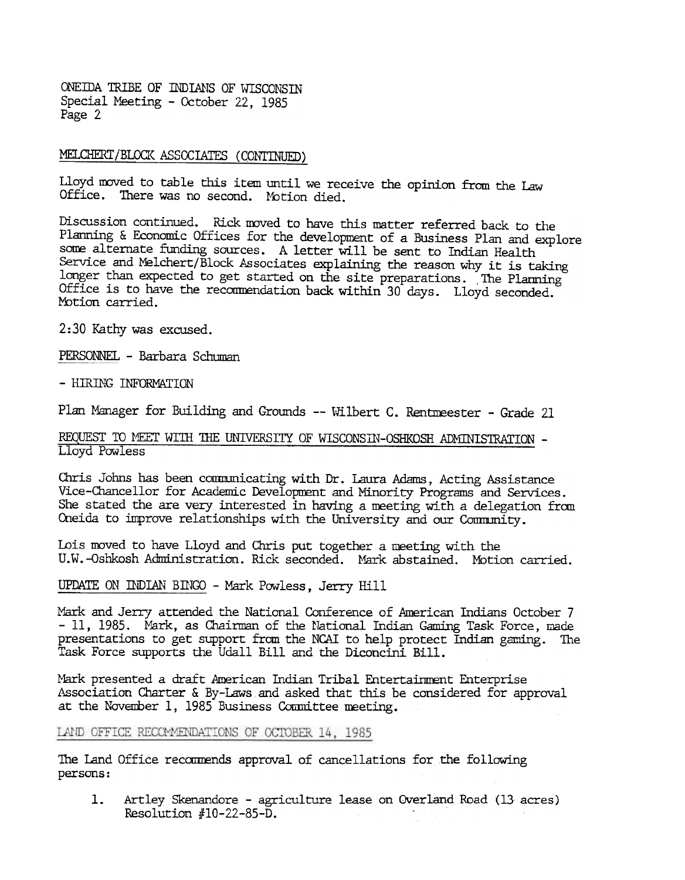MELCHERT/BLOCK ASSOCIATES (CONTINUED)

Lloyd moved to table this item until we receive the opinion from the Law Office. There was no second. Motion died.

Discussion continued. Rick moved to have this matter referred back to the Planning & Economic Offices for the development of a Business Plan and explore some alternate funding sources. A letter will be sent to Indian Health Service and Melchert/Block Associates explaining the reason why it is taking longer than expected to get started on the site preparations. The Planning Office is to have the recommendation back within 30 days. Lloyd seconded. Motion carried.

2:30 Kathy was excused.

PERSONNEL - Barbara Schuman

- HIRING INFORMATION

Plan Manager for Building and Grounds -- Wilbert C. Rentmeester - Grade 21

REQUEST TO MEET WITH THE UNIVERSITY OF WISCONSIN-OSHKOSH ADMINISTRATION - Lloyd Powless

Chris Johns has been communicating with Dr. Laura Adams, Acting Assistance Vice-Chancellor for Academic Development and Minority Programs and Services. She stated the are very interested in having a meeting with a delegation from Oneida to improve relationships with the University and our Community.

Lois moved to have Lloyd and Chris put together a meeting with the U.W.-Oshkosh Administration. Rick seconded. Mark abstained. Motion carried.

UPDATE ON INDIAN BINGO - Mark Powless, Jerry Hill

Mark and Jerry attended the National Conference of American Indians October 7 - 11, 1985. Mark, as Chairman of the National Indian Gaming Task Force, made presentations to get support from the NCAI to help protect Indian gaming. The Task Force supports the Udall Bill and the Diconcini Bill.

Mark presented a draft American Indian Tribal Entertainment Enterprise Association Charter & By-Laws and asked that this be considered for approval at the November 1, 1985 Business Committee meeting.

LAND OFFICE RECOMMENDATIONS OF OCTOBER 14, 1985

The Land Office recommends approval of cancellations for the following persons:

1. Artley Skenandore - agriculture lease on Overland Road (13 acres) Resolution #10-22-85-D.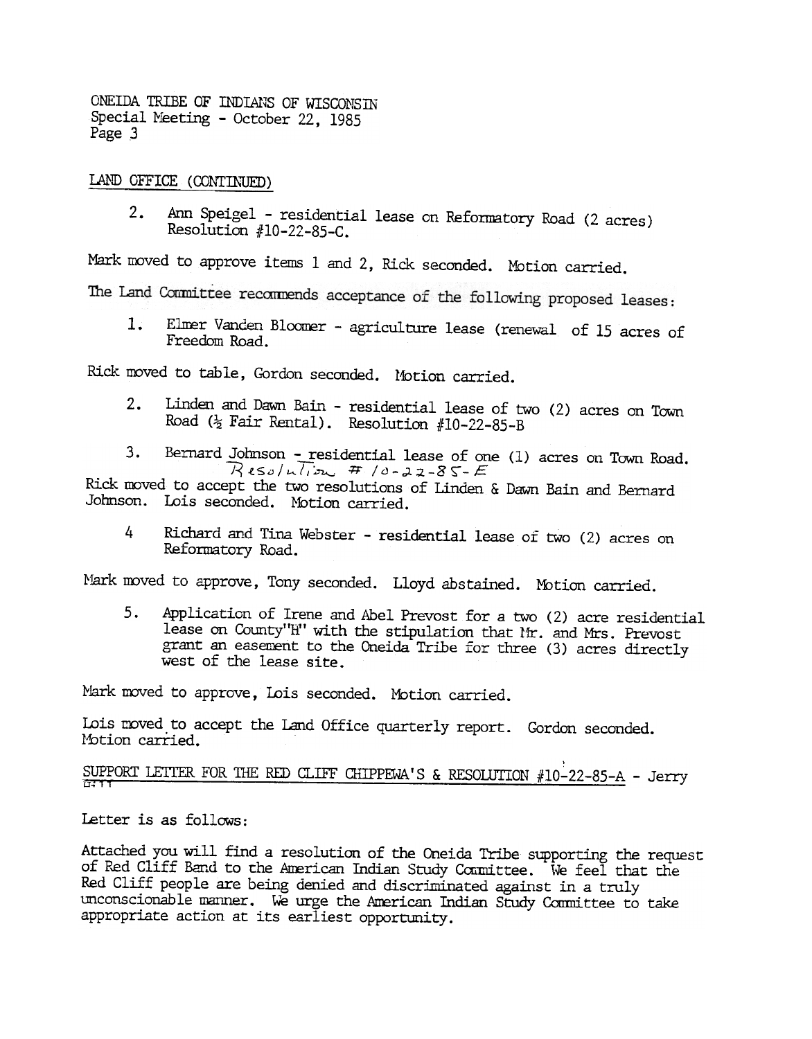ONEIDA TRIBE OF INDIANS OF WISCONSIN
Special Meeting - October 22, 1985
Page 3

LAND OFFICE (CONTINUED)

2. Ann Speigel - residential lease on Reformatory Road (2 acres) Resolution #10-22-85-C.

Mark moved to approve items 1 and 2, Rick seconded. Motion carried.

The Land Committee recommends acceptance of the following proposed leases:

1. Elmer Vanden Bloomer - agriculture lease (renewal of 15 acres of Freedom Road.

Rick moved to table, Gordon seconded. Motion carried.

2. Linden and Dawn Bain - residential lease of two (2) acres on Town Road (½ Fair Rental). Resolution #10-22-85-B

3. Bernard Johnson - residential lease of one (1) acres on Town Road. Resolution # 10-22-85-E

Rick moved to accept the two resolutions of Linden & Dawn Bain and Bernard Johnson. Lois seconded. Motion carried.

4 Richard and Tina Webster - residential lease of two (2) acres on Reformatory Road.

Mark moved to approve, Tony seconded. Lloyd abstained. Motion carried.

5. Application of Irene and Abel Prevost for a two (2) acre residential lease on County"H" with the stipulation that Mr. and Mrs. Prevost grant an easement to the Oneida Tribe for three (3) acres directly west of the lease site.

Mark moved to approve, Lois seconded. Motion carried.

Lois moved to accept the Land Office quarterly report. Gordon seconded. Motion carried.

SUPPORT LETTER FOR THE RED CLIFF CHIPPEWA'S & RESOLUTION #10-22-85-A - Jerry Hill

Letter is as follows:

Attached you will find a resolution of the Oneida Tribe supporting the request of Red Cliff Band to the American Indian Study Committee. We feel that the Red Cliff people are being denied and discriminated against in a truly unconscionable manner. We urge the American Indian Study Committee to take appropriate action at its earliest opportunity.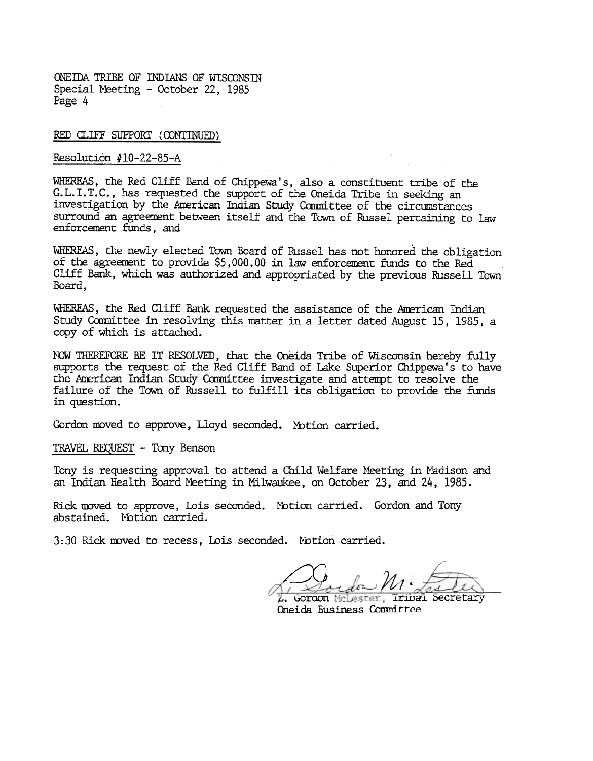ONEIDA TRIBE OF INDIANS OF WISCONSIN
Special Meeting - October 22, 1985
Page 4

RED CLIFF SUPPORT (CONTINUED)

Resolution #10-22-85-A

WHEREAS, the Red Cliff Band of Chippewa's, also a constituent tribe of the G.L.I.T.C., has requested the support of the Oneida Tribe in seeking an investigation by the American Indian Study Committee of the circumstances surround an agreement between itself and the Town of Russel pertaining to law enforcement funds, and

WHEREAS, the newly elected Town Board of Russel has not honored the obligation of the agreement to provide $5,000.00 in law enforcement funds to the Red Cliff Bank, which was authorized and appropriated by the previous Russell Town Board,

WHEREAS, the Red Cliff Bank requested the assistance of the American Indian Study Committee in resolving this matter in a letter dated August 15, 1985, a copy of which is attached.

NOW THEREFORE BE IT RESOLVED, that the Oneida Tribe of Wisconsin hereby fully supports the request of the Red Cliff Band of Lake Superior Chippewa's to have the American Indian Study Committee investigate and attempt to resolve the failure of the Town of Russell to fulfill its obligation to provide the funds in question.

Gordon moved to approve, Lloyd seconded. Motion carried.

TRAVEL REQUEST - Tony Benson

Tony is requesting approval to attend a Child Welfare Meeting in Madison and an Indian Health Board Meeting in Milwaukee, on October 23, and 24, 1985.

Rick moved to approve, Lois seconded. Motion carried. Gordon and Tony abstained. Motion carried.

3:30 Rick moved to recess, Lois seconded. Motion carried.

L. Gordon McLester, Tribal Secretary
Oneida Business Committee